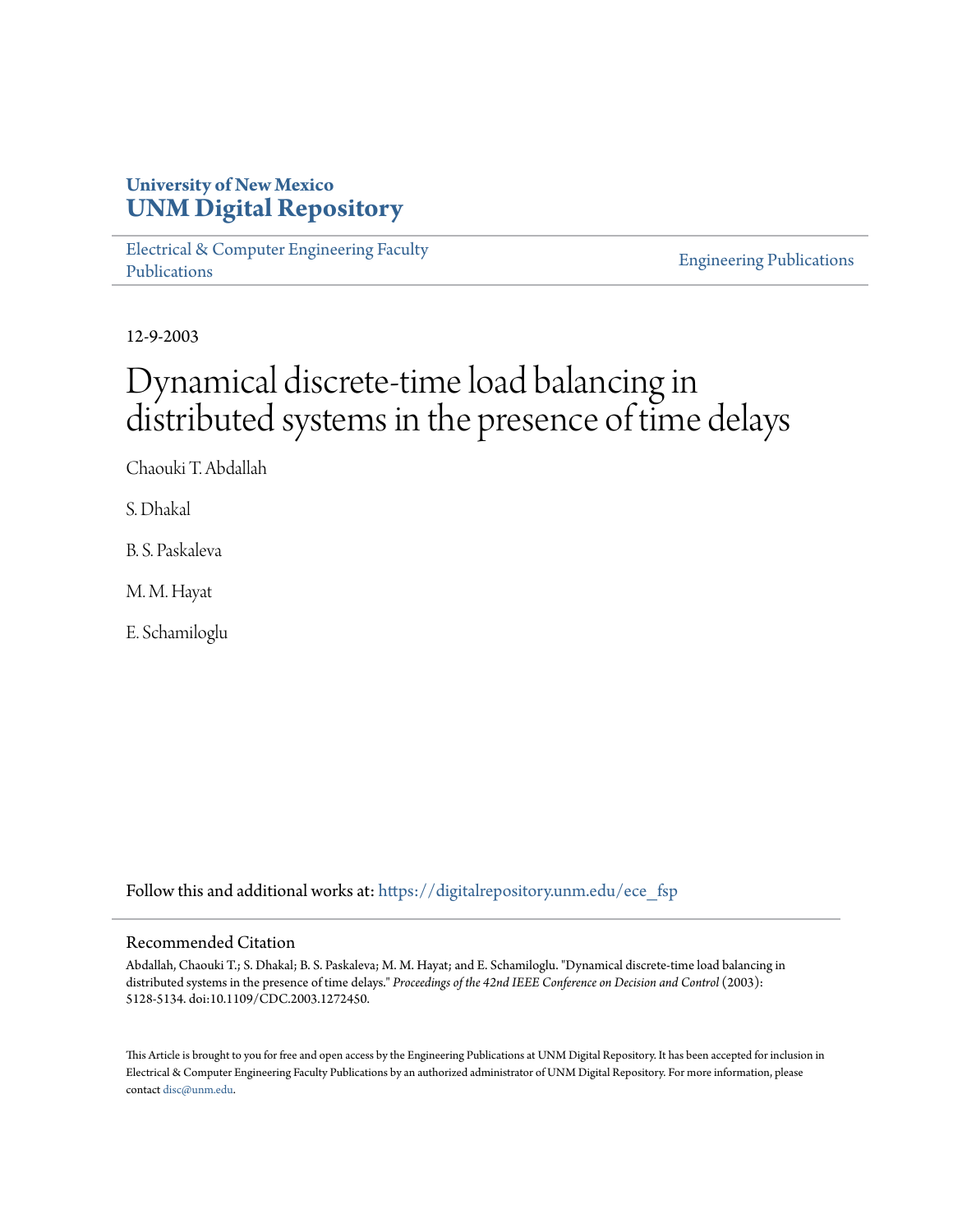University of New Mexico
**UNM Digital Repository**

Electrical & Computer Engineering Faculty Publications

Engineering Publications

12-9-2003

# Dynamical discrete-time load balancing in distributed systems in the presence of time delays

Chaouki T. Abdallah

S. Dhakal

B. S. Paskaleva

M. M. Hayat

E. Schamiloglu

Follow this and additional works at: https://digitalrepository.unm.edu/ece_fsp

## Recommended Citation

Abdallah, Chaouki T.; S. Dhakal; B. S. Paskaleva; M. M. Hayat; and E. Schamiloglu. "Dynamical discrete-time load balancing in distributed systems in the presence of time delays." *Proceedings of the 42nd IEEE Conference on Decision and Control* (2003): 5128-5134. doi:10.1109/CDC.2003.1272450.

This Article is brought to you for free and open access by the Engineering Publications at UNM Digital Repository. It has been accepted for inclusion in Electrical & Computer Engineering Faculty Publications by an authorized administrator of UNM Digital Repository. For more information, please contact disc@unm.edu.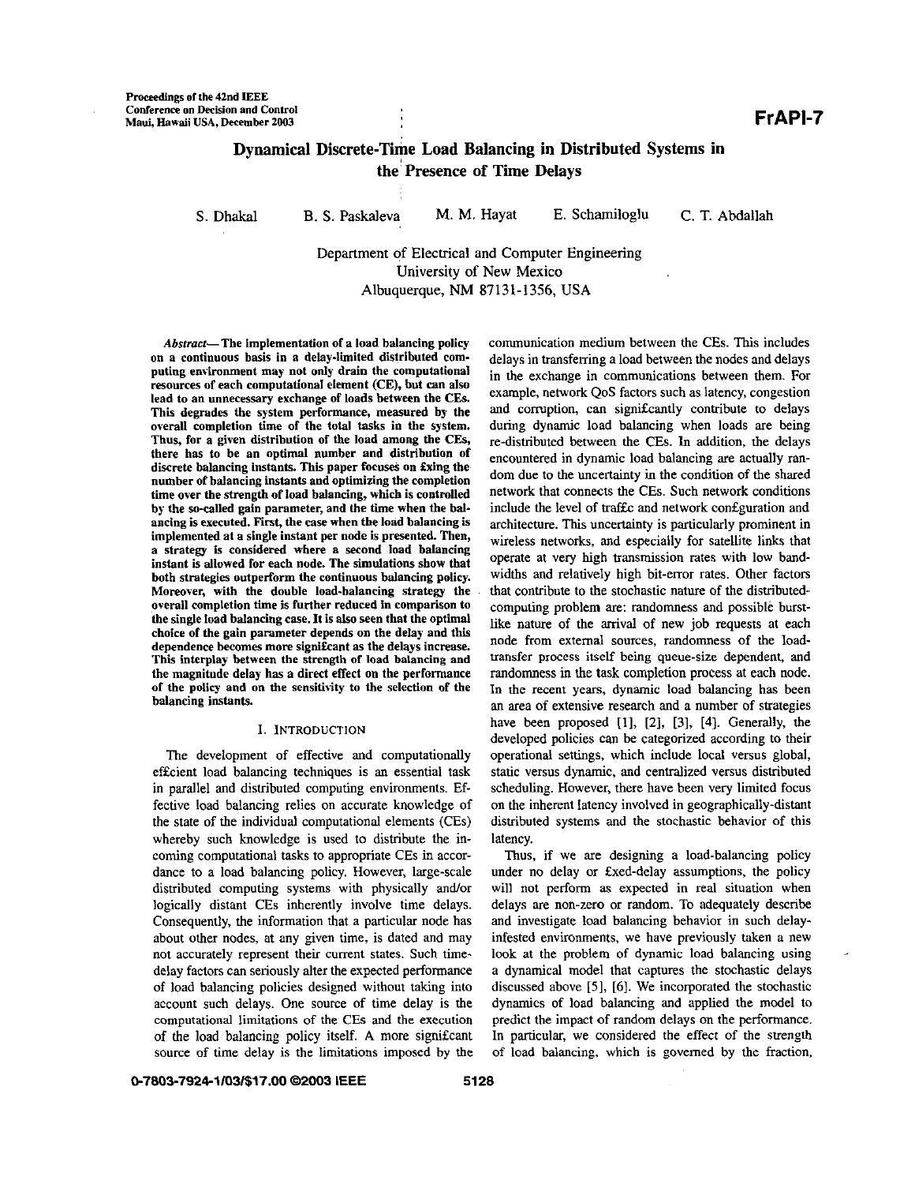Proceedings of the 42nd IEEE Conference on Decision and Control
Maui, Hawaii USA, December 2003

FrAPI-7

# Dynamical Discrete-Time Load Balancing in Distributed Systems in the Presence of Time Delays

S. Dhakal B. S. Paskaleva M. M. Hayat E. Schamiloglu C. T. Abdallah

Department of Electrical and Computer Engineering
University of New Mexico
Albuquerque, NM 87131-1356, USA

***Abstract*— The implementation of a load balancing policy on a continuous basis in a delay-limited distributed computing environment may not only drain the computational resources of each computational element (CE), but can also lead to an unnecessary exchange of loads between the CEs. This degrades the system performance, measured by the overall completion time of the total tasks in the system. Thus, for a given distribution of the load among the CEs, there has to be an optimal number and distribution of discrete balancing instants. This paper focuses on fixing the number of balancing instants and optimizing the completion time over the strength of load balancing, which is controlled by the so-called gain parameter, and the time when the balancing is executed. First, the case when the load balancing is implemented at a single instant per node is presented. Then, a strategy is considered where a second load balancing instant is allowed for each node. The simulations show that both strategies outperform the continuous balancing policy. Moreover, with the double load-balancing strategy the overall completion time is further reduced in comparison to the single load balancing case. It is also seen that the optimal choice of the gain parameter depends on the delay and this dependence becomes more significant as the delays increase. This interplay between the strength of load balancing and the magnitude delay has a direct effect on the performance of the policy and on the sensitivity to the selection of the balancing instants.**

## I. INTRODUCTION

The development of effective and computationally efficient load balancing techniques is an essential task in parallel and distributed computing environments. Effective load balancing relies on accurate knowledge of the state of the individual computational elements (CEs) whereby such knowledge is used to distribute the incoming computational tasks to appropriate CEs in accordance to a load balancing policy. However, large-scale distributed computing systems with physically and/or logically distant CEs inherently involve time delays. Consequently, the information that a particular node has about other nodes, at any given time, is dated and may not accurately represent their current states. Such time-delay factors can seriously alter the expected performance of load balancing policies designed without taking into account such delays. One source of time delay is the computational limitations of the CEs and the execution of the load balancing policy itself. A more significant source of time delay is the limitations imposed by the communication medium between the CEs. This includes delays in transferring a load between the nodes and delays in the exchange in communications between them. For example, network QoS factors such as latency, congestion and corruption, can significantly contribute to delays during dynamic load balancing when loads are being re-distributed between the CEs. In addition, the delays encountered in dynamic load balancing are actually random due to the uncertainty in the condition of the shared network that connects the CEs. Such network conditions include the level of traffic and network configuration and architecture. This uncertainty is particularly prominent in wireless networks, and especially for satellite links that operate at very high transmission rates with low bandwidths and relatively high bit-error rates. Other factors that contribute to the stochastic nature of the distributed-computing problem are: randomness and possible burst-like nature of the arrival of new job requests at each node from external sources, randomness of the load-transfer process itself being queue-size dependent, and randomness in the task completion process at each node. In the recent years, dynamic load balancing has been an area of extensive research and a number of strategies have been proposed [1], [2], [3], [4]. Generally, the developed policies can be categorized according to their operational settings, which include local versus global, static versus dynamic, and centralized versus distributed scheduling. However, there have been very limited focus on the inherent latency involved in geographically-distant distributed systems and the stochastic behavior of this latency.

Thus, if we are designing a load-balancing policy under no delay or fixed-delay assumptions, the policy will not perform as expected in real situation when delays are non-zero or random. To adequately describe and investigate load balancing behavior in such delay-infested environments, we have previously taken a new look at the problem of dynamic load balancing using a dynamical model that captures the stochastic delays discussed above [5], [6]. We incorporated the stochastic dynamics of load balancing and applied the model to predict the impact of random delays on the performance. In particular, we considered the effect of the strength of load balancing, which is governed by the fraction,

0-7803-7924-1/03/$17.00 ©2003 IEEE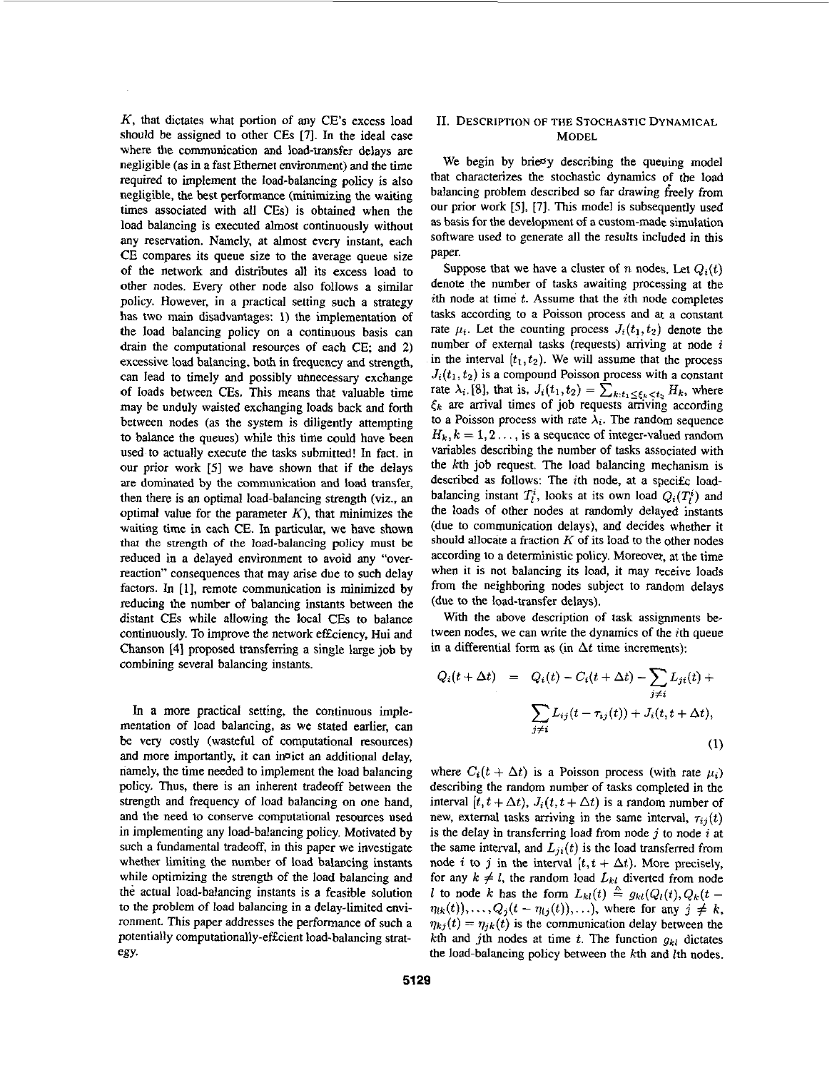$K$, that dictates what portion of any CE's excess load should be assigned to other CEs [7]. In the ideal case where the communication and load-transfer delays are negligible (as in a fast Ethernet environment) and the time required to implement the load-balancing policy is also negligible, the best performance (minimizing the waiting times associated with all CEs) is obtained when the load balancing is executed almost continuously without any reservation. Namely, at almost every instant, each CE compares its queue size to the average queue size of the network and distributes all its excess load to other nodes. Every other node also follows a similar policy. However, in a practical setting such a strategy has two main disadvantages: 1) the implementation of the load balancing policy on a continuous basis can drain the computational resources of each CE; and 2) excessive load balancing, both in frequency and strength, can lead to timely and possibly unnecessary exchange of loads between CEs. This means that valuable time may be unduly waisted exchanging loads back and forth between nodes (as the system is diligently attempting to balance the queues) while this time could have been used to actually execute the tasks submitted! In fact, in our prior work [5] we have shown that if the delays are dominated by the communication and load transfer, then there is an optimal load-balancing strength (viz., an optimal value for the parameter $K$), that minimizes the waiting time in each CE. In particular, we have shown that the strength of the load-balancing policy must be reduced in a delayed environment to avoid any "over-reaction" consequences that may arise due to such delay factors. In [1], remote communication is minimized by reducing the number of balancing instants between the distant CEs while allowing the local CEs to balance continuously. To improve the network efficiency, Hui and Chanson [4] proposed transferring a single large job by combining several balancing instants.

In a more practical setting, the continuous implementation of load balancing, as we stated earlier, can be very costly (wasteful of computational resources) and more importantly, it can inflict an additional delay, namely, the time needed to implement the load balancing policy. Thus, there is an inherent tradeoff between the strength and frequency of load balancing on one hand, and the need to conserve computational resources used in implementing any load-balancing policy. Motivated by such a fundamental tradeoff, in this paper we investigate whether limiting the number of load balancing instants while optimizing the strength of the load balancing and the actual load-balancing instants is a feasible solution to the problem of load balancing in a delay-limited environment. This paper addresses the performance of such a potentially computationally-efficient load-balancing strategy.

## II. Description of the Stochastic Dynamical Model

We begin by briefly describing the queuing model that characterizes the stochastic dynamics of the load balancing problem described so far drawing freely from our prior work [5], [7]. This model is subsequently used as basis for the development of a custom-made simulation software used to generate all the results included in this paper.

Suppose that we have a cluster of $n$ nodes. Let $Q_i(t)$ denote the number of tasks awaiting processing at the $i$th node at time $t$. Assume that the $i$th node completes tasks according to a Poisson process and at a constant rate $\mu_i$. Let the counting process $J_i(t_1, t_2)$ denote the number of external tasks (requests) arriving at node $i$ in the interval $[t_1, t_2)$. We will assume that the process $J_i(t_1, t_2)$ is a compound Poisson process with a constant rate $\lambda_i$ [8], that is, $J_i(t_1, t_2) = \sum_{k: t_1 \leq \xi_k < t_2} H_k$, where $\xi_k$ are arrival times of job requests arriving according to a Poisson process with rate $\lambda_i$. The random sequence $H_k, k = 1, 2 \ldots$, is a sequence of integer-valued random variables describing the number of tasks associated with the $k$th job request. The load balancing mechanism is described as follows: The $i$th node, at a specific load-balancing instant $T_l^i$, looks at its own load $Q_i(T_l^i)$ and the loads of other nodes at randomly delayed instants (due to communication delays), and decides whether it should allocate a fraction $K$ of its load to the other nodes according to a deterministic policy. Moreover, at the time when it is not balancing its load, it may receive loads from the neighboring nodes subject to random delays (due to the load-transfer delays).

With the above description of task assignments between nodes, we can write the dynamics of the $i$th queue in a differential form as (in $\Delta t$ time increments):

$$
\begin{aligned}
Q_i(t + \Delta t) &= Q_i(t) - C_i(t + \Delta t) - \sum_{j \neq i} L_{ji}(t) + \\
&\quad \sum_{j \neq i} L_{ij}(t - \tau_{ij}(t)) + J_i(t, t + \Delta t),
\end{aligned}
\tag{1}
$$

where $C_i(t + \Delta t)$ is a Poisson process (with rate $\mu_i$) describing the random number of tasks completed in the interval $[t, t + \Delta t)$, $J_i(t, t + \Delta t)$ is a random number of new, external tasks arriving in the same interval, $\tau_{ij}(t)$ is the delay in transferring load from node $j$ to node $i$ at the same interval, and $L_{ji}(t)$ is the load transferred from node $i$ to $j$ in the interval $[t, t + \Delta t)$. More precisely, for any $k \neq l$, the random load $L_{kl}$ diverted from node $l$ to node $k$ has the form $L_{kl}(t) \triangleq g_{kl}(Q_l(t), Q_k(t - \eta_{lk}(t)), \ldots, Q_j(t - \eta_{lj}(t)), \ldots)$, where for any $j \neq k$, $\eta_{kj}(t) = \eta_{jk}(t)$ is the communication delay between the $k$th and $j$th nodes at time $t$. The function $g_{kl}$ dictates the load-balancing policy between the $k$th and $l$th nodes.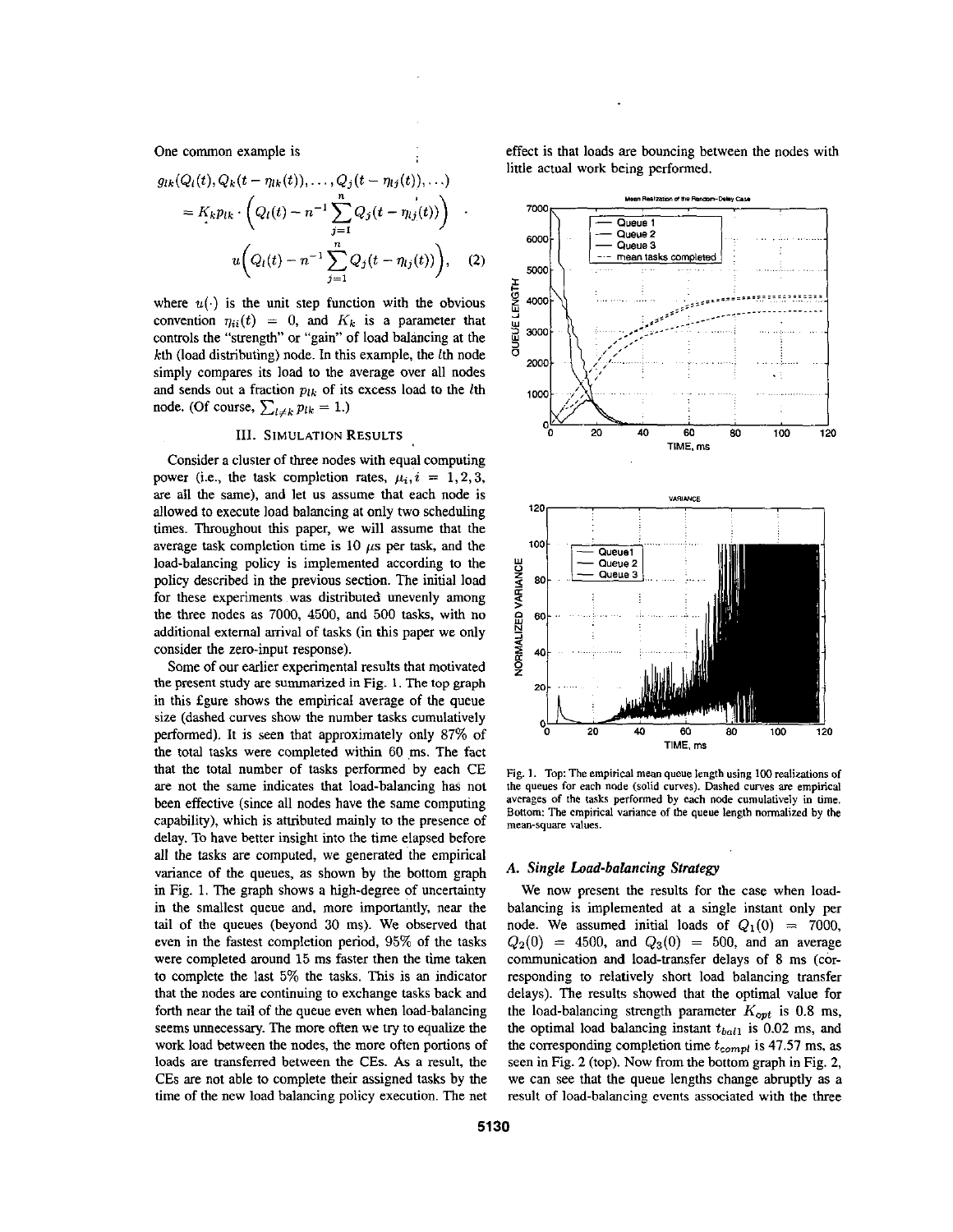One common example is

$$g_{lk}(Q_l(t), Q_k(t - \eta_{lk}(t)), \ldots, Q_j(t - \eta_{lj}(t)), \ldots)$$
$$= K_k p_{lk} \cdot \left( Q_l(t) - n^{-1} \sum_{j=1}^{n} Q_j(t - \eta_{lj}(t)) \right) \cdot$$
$$u\left( Q_l(t) - n^{-1} \sum_{j=1}^{n} Q_j(t - \eta_{lj}(t)) \right), \quad (2)$$

where $u(\cdot)$ is the unit step function with the obvious convention $\eta_{ii}(t) = 0$, and $K_k$ is a parameter that controls the "strength" or "gain" of load balancing at the $k$th (load distributing) node. In this example, the $l$th node simply compares its load to the average over all nodes and sends out a fraction $p_{lk}$ of its excess load to the $l$th node. (Of course, $\sum_{l \neq k} p_{lk} = 1$.)

## III. Simulation Results

Consider a cluster of three nodes with equal computing power (i.e., the task completion rates, $\mu_i, i = 1, 2, 3$, are all the same), and let us assume that each node is allowed to execute load balancing at only two scheduling times. Throughout this paper, we will assume that the average task completion time is 10 $\mu s$ per task, and the load-balancing policy is implemented according to the policy described in the previous section. The initial load for these experiments was distributed unevenly among the three nodes as 7000, 4500, and 500 tasks, with no additional external arrival of tasks (in this paper we only consider the zero-input response).

Some of our earlier experimental results that motivated the present study are summarized in Fig. 1. The top graph in this figure shows the empirical average of the queue size (dashed curves show the number tasks cumulatively performed). It is seen that approximately only 87% of the total tasks were completed within 60 ms. The fact that the total number of tasks performed by each CE are not the same indicates that load-balancing has not been effective (since all nodes have the same computing capability), which is attributed mainly to the presence of delay. To have better insight into the time elapsed before all the tasks are computed, we generated the empirical variance of the queues, as shown by the bottom graph in Fig. 1. The graph shows a high-degree of uncertainty in the smallest queue and, more importantly, near the tail of the queues (beyond 30 ms). We observed that even in the fastest completion period, 95% of the tasks were completed around 15 ms faster then the time taken to complete the last 5% the tasks. This is an indicator that the nodes are continuing to exchange tasks back and forth near the tail of the queue even when load-balancing seems unnecessary. The more often we try to equalize the work load between the nodes, the more often portions of loads are transferred between the CEs. As a result, the CEs are not able to complete their assigned tasks by the time of the new load balancing policy execution. The net effect is that loads are bouncing between the nodes with little actual work being performed.

Fig. 1. Top: The empirical mean queue length using 100 realizations of the queues for each node (solid curves). Dashed curves are empirical averages of the tasks performed by each node cumulatively in time. Bottom: The empirical variance of the queue length normalized by the mean-square values.

### A. Single Load-balancing Strategy

We now present the results for the case when load-balancing is implemented at a single instant only per node. We assumed initial loads of $Q_1(0) = 7000$, $Q_2(0) = 4500$, and $Q_3(0) = 500$, and an average communication and load-transfer delays of 8 ms (corresponding to relatively short load balancing transfer delays). The results showed that the optimal value for the load-balancing strength parameter $K_{opt}$ is 0.8 ms, the optimal load balancing instant $t_{bal1}$ is 0.02 ms, and the corresponding completion time $t_{compl}$ is 47.57 ms, as seen in Fig. 2 (top). Now from the bottom graph in Fig. 2, we can see that the queue lengths change abruptly as a result of load-balancing events associated with the three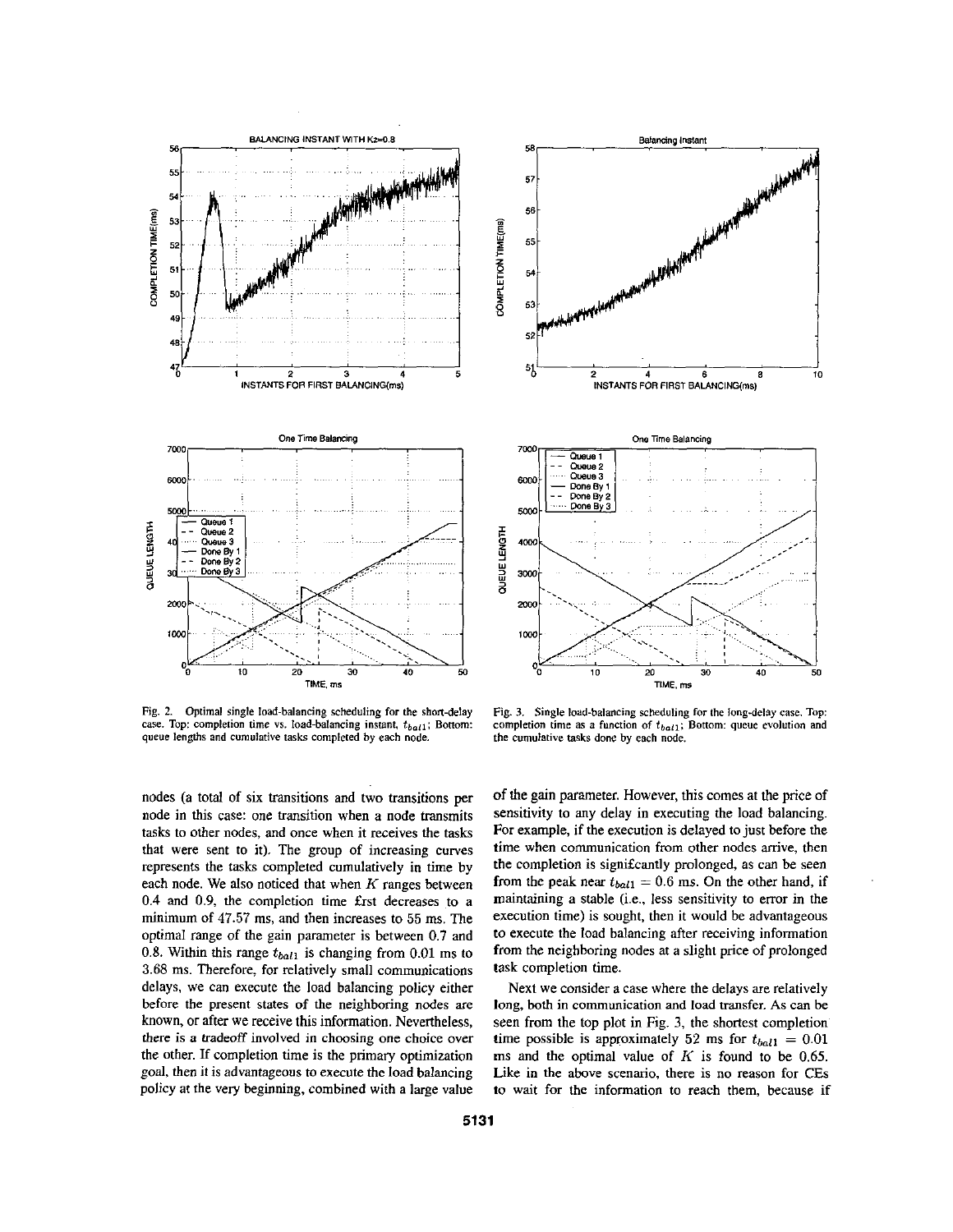Fig. 2. Optimal single load-balancing scheduling for the short-delay case. Top: completion time vs. load-balancing instant, $t_{ball}$; Bottom: queue lengths and cumulative tasks completed by each node.

Fig. 3. Single load-balancing scheduling for the long-delay case. Top: completion time as a function of $t_{ball}$; Bottom: queue evolution and the cumulative tasks done by each node.

nodes (a total of six transitions and two transitions per node in this case: one transition when a node transmits tasks to other nodes, and once when it receives the tasks that were sent to it). The group of increasing curves represents the tasks completed cumulatively in time by each node. We also noticed that when $K$ ranges between 0.4 and 0.9, the completion time first decreases to a minimum of 47.57 ms, and then increases to 55 ms. The optimal range of the gain parameter is between 0.7 and 0.8. Within this range $t_{ball}$ is changing from 0.01 ms to 3.68 ms. Therefore, for relatively small communications delays, we can execute the load balancing policy either before the present states of the neighboring nodes are known, or after we receive this information. Nevertheless, there is a tradeoff involved in choosing one choice over the other. If completion time is the primary optimization goal, then it is advantageous to execute the load balancing policy at the very beginning, combined with a large value of the gain parameter. However, this comes at the price of sensitivity to any delay in executing the load balancing. For example, if the execution is delayed to just before the time when communication from other nodes arrive, then the completion is significantly prolonged, as can be seen from the peak near $t_{ball} = 0.6$ ms. On the other hand, if maintaining a stable (i.e., less sensitivity to error in the execution time) is sought, then it would be advantageous to execute the load balancing after receiving information from the neighboring nodes at a slight price of prolonged task completion time.

Next we consider a case where the delays are relatively long, both in communication and load transfer. As can be seen from the top plot in Fig. 3, the shortest completion time possible is approximately 52 ms for $t_{ball} = 0.01$ ms and the optimal value of $K$ is found to be 0.65. Like in the above scenario, there is no reason for CEs to wait for the information to reach them, because if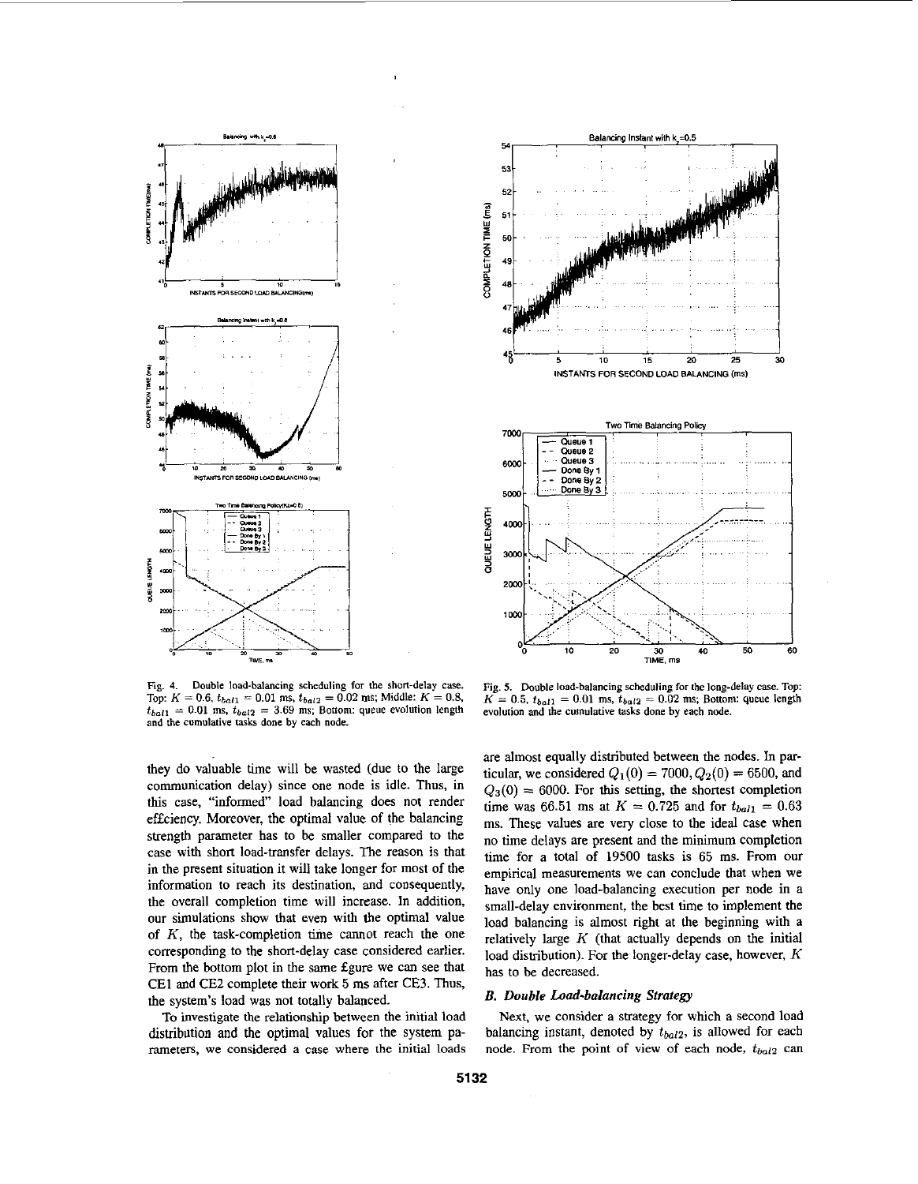Fig. 4. Double load-balancing scheduling for the short-delay case. Top: $K = 0.6$, $t_{bal1} = 0.01$ ms, $t_{bal2} = 0.02$ ms; Middle: $K = 0.8$, $t_{bal1} = 0.01$ ms, $t_{bal2} = 3.69$ ms; Bottom: queue evolution length and the cumulative tasks done by each node.

Fig. 5. Double load-balancing scheduling for the long-delay case. Top: $K = 0.5$, $t_{bal1} = 0.01$ ms, $t_{bal2} = 0.02$ ms; Bottom: queue length evolution and the cumulative tasks done by each node.

they do valuable time will be wasted (due to the large communication delay) since one node is idle. Thus, in this case, "informed" load balancing does not render efficiency. Moreover, the optimal value of the balancing strength parameter has to be smaller compared to the case with short load-transfer delays. The reason is that in the present situation it will take longer for most of the information to reach its destination, and consequently, the overall completion time will increase. In addition, our simulations show that even with the optimal value of $K$, the task-completion time cannot reach the one corresponding to the short-delay case considered earlier. From the bottom plot in the same figure we can see that CE1 and CE2 complete their work 5 ms after CE3. Thus, the system's load was not totally balanced.

To investigate the relationship between the initial load distribution and the optimal values for the system parameters, we considered a case where the initial loads are almost equally distributed between the nodes. In particular, we considered $Q_1(0) = 7000, Q_2(0) = 6500$, and $Q_3(0) = 6000$. For this setting, the shortest completion time was 66.51 ms at $K = 0.725$ and for $t_{bal1} = 0.63$ ms. These values are very close to the ideal case when no time delays are present and the minimum completion time for a total of 19500 tasks is 65 ms. From our empirical measurements we can conclude that when we have only one load-balancing execution per node in a small-delay environment, the best time to implement the load balancing is almost right at the beginning with a relatively large $K$ (that actually depends on the initial load distribution). For the longer-delay case, however, $K$ has to be decreased.

### B. Double Load-balancing Strategy

Next, we consider a strategy for which a second load balancing instant, denoted by $t_{bal2}$, is allowed for each node. From the point of view of each node, $t_{bal2}$ can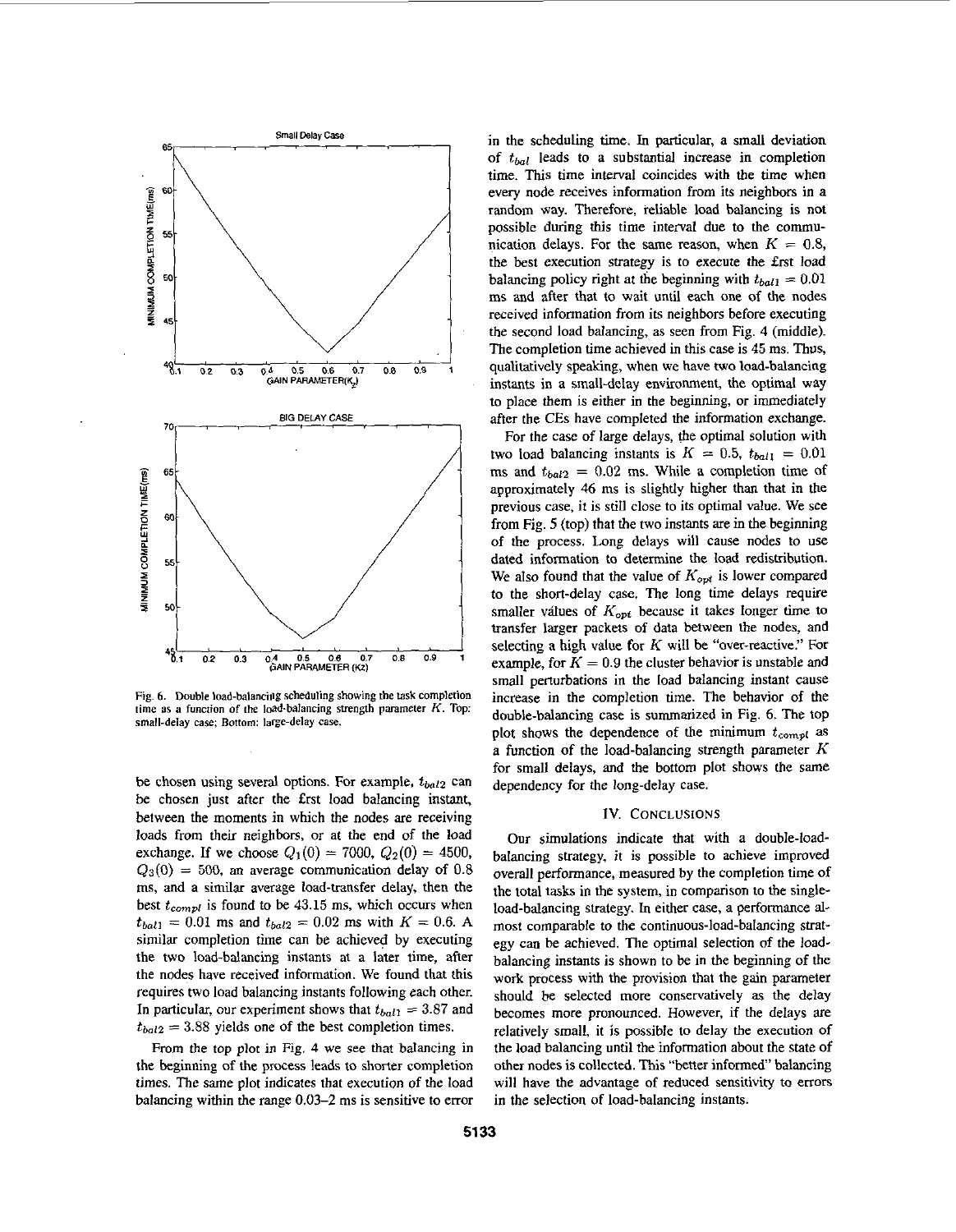Fig. 6. Double load-balancing scheduling showing the task completion time as a function of the load-balancing strength parameter $K$. Top: small-delay case; Bottom: large-delay case.

be chosen using several options. For example, $t_{bal2}$ can be chosen just after the first load balancing instant, between the moments in which the nodes are receiving loads from their neighbors, or at the end of the load exchange. If we choose $Q_1(0) = 7000$, $Q_2(0) = 4500$, $Q_3(0) = 500$, an average communication delay of 0.8 ms, and a similar average load-transfer delay, then the best $t_{compl}$ is found to be 43.15 ms, which occurs when $t_{bal1} = 0.01$ ms and $t_{bal2} = 0.02$ ms with $K = 0.6$. A similar completion time can be achieved by executing the two load-balancing instants at a later time, after the nodes have received information. We found that this requires two load balancing instants following each other. In particular, our experiment shows that $t_{bal1} = 3.87$ and $t_{bal2} = 3.88$ yields one of the best completion times.

From the top plot in Fig. 4 we see that balancing in the beginning of the process leads to shorter completion times. The same plot indicates that execution of the load balancing within the range 0.03–2 ms is sensitive to error in the scheduling time. In particular, a small deviation of $t_{bal}$ leads to a substantial increase in completion time. This time interval coincides with the time when every node receives information from its neighbors in a random way. Therefore, reliable load balancing is not possible during this time interval due to the communication delays. For the same reason, when $K = 0.8$, the best execution strategy is to execute the first load balancing policy right at the beginning with $t_{bal1} = 0.01$ ms and after that to wait until each one of the nodes received information from its neighbors before executing the second load balancing, as seen from Fig. 4 (middle). The completion time achieved in this case is 45 ms. Thus, qualitatively speaking, when we have two load-balancing instants in a small-delay environment, the optimal way to place them is either in the beginning, or immediately after the CEs have completed the information exchange.

For the case of large delays, the optimal solution with two load balancing instants is $K = 0.5$, $t_{bal1} = 0.01$ ms and $t_{bal2} = 0.02$ ms. While a completion time of approximately 46 ms is slightly higher than that in the previous case, it is still close to its optimal value. We see from Fig. 5 (top) that the two instants are in the beginning of the process. Long delays will cause nodes to use dated information to determine the load redistribution. We also found that the value of $K_{opt}$ is lower compared to the short-delay case. The long time delays require smaller values of $K_{opt}$ because it takes longer time to transfer larger packets of data between the nodes, and selecting a high value for $K$ will be "over-reactive." For example, for $K = 0.9$ the cluster behavior is unstable and small perturbations in the load balancing instant cause increase in the completion time. The behavior of the double-balancing case is summarized in Fig. 6. The top plot shows the dependence of the minimum $t_{compl}$ as a function of the load-balancing strength parameter $K$ for small delays, and the bottom plot shows the same dependency for the long-delay case.

## IV. Conclusions

Our simulations indicate that with a double-load-balancing strategy, it is possible to achieve improved overall performance, measured by the completion time of the total tasks in the system, in comparison to the single-load-balancing strategy. In either case, a performance almost comparable to the continuous-load-balancing strategy can be achieved. The optimal selection of the load-balancing instants is shown to be in the beginning of the work process with the provision that the gain parameter should be selected more conservatively as the delay becomes more pronounced. However, if the delays are relatively small, it is possible to delay the execution of the load balancing until the information about the state of other nodes is collected. This "better informed" balancing will have the advantage of reduced sensitivity to errors in the selection of load-balancing instants.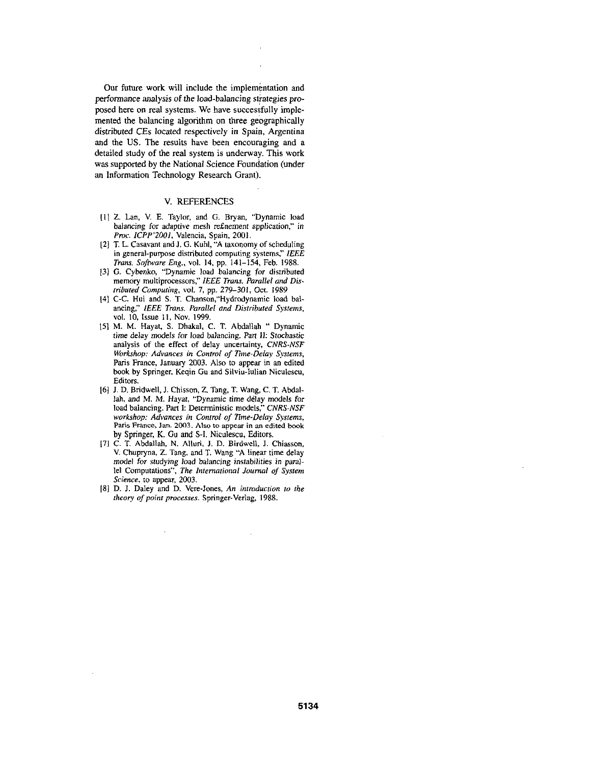Our future work will include the implementation and performance analysis of the load-balancing strategies proposed here on real systems. We have successfully implemented the balancing algorithm on three geographically distributed CEs located respectively in Spain, Argentina and the US. The results have been encouraging and a detailed study of the real system is underway. This work was supported by the National Science Foundation (under an Information Technology Research Grant).

## V. REFERENCES

[1] Z. Lan, V. E. Taylor, and G. Bryan, "Dynamic load balancing for adaptive mesh refinement application," in *Proc. ICPP'2001*, Valencia, Spain, 2001.

[2] T. L. Casavant and J. G. Kuhl, "A taxonomy of scheduling in general-purpose distributed computing systems," *IEEE Trans. Software Eng.*, vol. 14, pp. 141–154, Feb. 1988.

[3] G. Cybenko, "Dynamic load balancing for distributed memory multiprocessors," *IEEE Trans. Parallel and Distributed Computing*, vol. 7, pp. 279–301, Oct. 1989

[4] C-C. Hui and S. T. Chanson,"Hydrodynamic load balancing," *IEEE Trans. Parallel and Distributed Systems*, vol. 10, Issue 11, Nov. 1999.

[5] M. M. Hayat, S. Dhakal, C. T. Abdallah " Dynamic time delay models for load balancing. Part II: Stochastic analysis of the effect of delay uncertainty, *CNRS-NSF Workshop: Advances in Control of Time-Delay Systems*, Paris France, January 2003. Also to appear in an edited book by Springer, Keqin Gu and Silviu-Iulian Niculescu, Editors.

[6] J. D. Bridwell, J. Chisson, Z. Tang, T. Wang, C. T. Abdallah, and M. M. Hayat, "Dynamic time delay models for load balancing. Part I: Deterministic models," *CNRS-NSF workshop: Advances in Control of Time-Delay Systems*, Paris France, Jan. 2003. Also to appear in an edited book by Springer, K. Gu and S-I. Niculescu, Editors.

[7] C. T. Abdallah, N. Alluri, J. D. Birdwell, J. Chiasson, V. Chupryna, Z. Tang, and T. Wang "A linear time delay model for studying load balancing instabilities in parallel Computations", *The International Journal of System Science*, to appear, 2003.

[8] D. J. Daley and D. Vere-Jones, *An introduction to the theory of point processes*. Springer-Verlag, 1988.